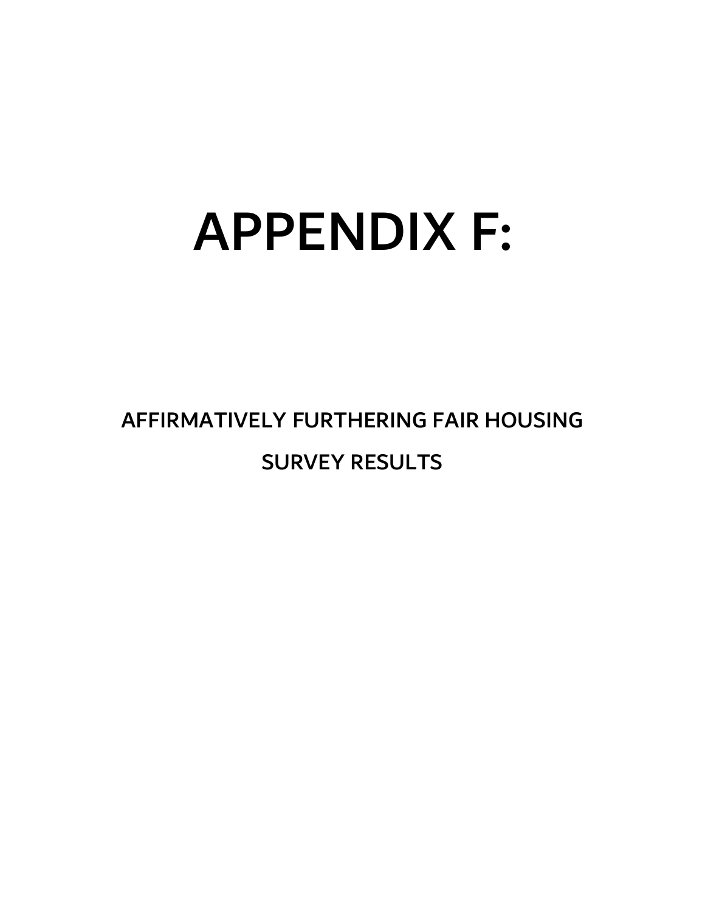# APPENDIX F:

## AFFIRMATIVELY FURTHERING FAIR HOUSING

## SURVEY RESULTS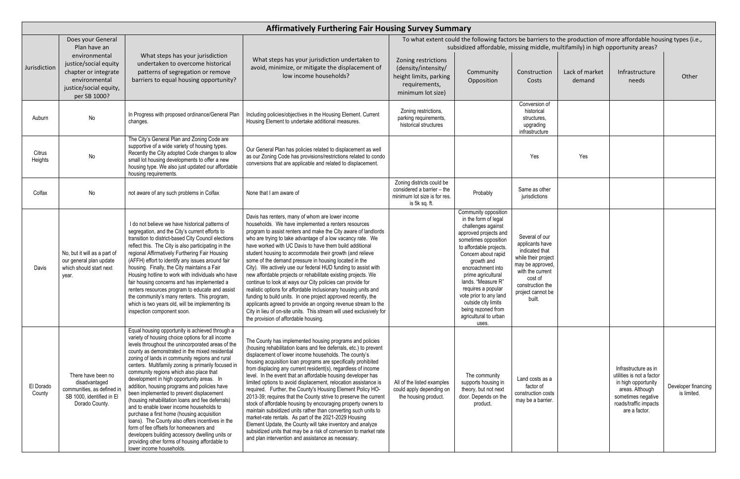# Affirmatively Furthering Fair Housing Survey Summary

| Jurisdiction | Does your General Plan have an environmental justice/social equity chapter or integrate environmental justice/social equity, per SB 1000? | What steps has your jurisdiction undertaken to overcome historical patterns of segregation or remove barriers to equal housing opportunity? | What steps has your jurisdiction undertaken to avoid, minimize, or mitigate the displacement of low income households? | To what extent could the following factors be barriers to the production of more affordable housing types (i.e., subsidized affordable, missing middle, multifamily) in high opportunity areas? | | | | | |
|---|---|---|---|---|---|---|---|---|---|
| | | | | Zoning restrictions (density/intensity/ height limits, parking requirements, minimum lot size) | Community Opposition | Construction Costs | Lack of market demand | Infrastructure needs | Other |
| Auburn | No | In Progress with proposed ordinance/General Plan changes. | Including policies/objectives in the Housing Element. Current Housing Element to undertake additional measures. | Zoning restrictions, parking requirements, historical structures | | Conversion of historical structures, upgrading infrastructure | | | |
| Citrus Heights | No | The City's General Plan and Zoning Code are supportive of a wide variety of housing types. Recently the City adopted Code changes to allow small lot housing developments to offer a new housing type. We also just updated our affordable housing requirements. | Our General Plan has policies related to displacement as well as our Zoning Code has provisions/restrictions related to condo conversions that are applicable and related to displacement. | | | Yes | Yes | | |
| Colfax | No | not aware of any such problems in Colfax | None that I am aware of | Zoning districts could be considered a barrier – the minimum lot size is for res. is 5k sq. ft. | Probably | Same as other jurisdictions | | | |
| Davis | No, but it will as a part of our general plan update which should start next year. | I do not believe we have historical patterns of segregation, and the City's current efforts to transition to district-based City Council elections reflect this. The City is also participating in the regional Affirmatively Furthering Fair Housing (AFFH) effort to identify any issues around fair housing. Finally, the City maintains a Fair Housing hotline to work with individuals who have fair housing concerns and has implemented a renters resources program to educate and assist the community's many renters. This program, which is two years old, will be implementing its inspection component soon. | Davis has renters, many of whom are lower income households. We have implemented a renters resources program to assist renters and make the City aware of landlords who are trying to take advantage of a low vacancy rate. We have worked with UC Davis to have them build additional student housing to accommodate their growth (and relieve some of the demand pressure in housing located in the City). We actively use our federal HUD funding to assist with new affordable projects or rehabilitate existing projects. We continue to look at ways our City policies can provide for realistic options for affordable inclusionary housing units and funding to build units. In one project approved recently, the applicants agreed to provide an ongoing revenue stream to the City in lieu of on-site units. This stream will used exclusively for the provision of affordable housing. | | Community opposition in the form of legal challenges against approved projects and sometimes opposition to affordable projects. Concern about rapid growth and encroachment into prime agricultural lands. "Measure R" requires a popular vote prior to any land outside city limits being rezoned from agricultural to urban uses. | Several of our applicants have indicated that while their project may be approved, with the current cost of construction the project cannot be built. | | | |
| El Dorado County | There have been no disadvantaged communities, as defined in SB 1000, identified in El Dorado County. | Equal housing opportunity is achieved through a variety of housing choice options for all income levels throughout the unincorporated areas of the county as demonstrated in the mixed residential zoning of lands in community regions and rural centers. Multifamily zoning is primarily focused in community regions which also place that development in high opportunity areas. In addition, housing programs and policies have been implemented to prevent displacement (housing rehabilitation loans and fee deferrals) and to enable lower income households to purchase a first home (housing acquisition loans). The County also offers incentives in the form of fee offsets for homeowners and developers building accessory dwelling units or providing other forms of housing affordable to lower income households. | The County has implemented housing programs and policies (housing rehabilitation loans and fee deferrals, etc.) to prevent displacement of lower income households. The county's housing acquisition loan programs are specifically prohibited from displacing any current resident(s), regardless of income level. In the event that an affordable housing developer has limited options to avoid displacement, relocation assistance is required. Further, the County's Housing Element Policy HO-2013-39; requires that the County strive to preserve the current stock of affordable housing by encouraging property owners to maintain subsidized units rather than converting such units to market-rate rentals. As part of the 2021-2029 Housing Element Update, the County will take inventory and analyze subsidized units that may be a risk of conversion to market rate and plan intervention and assistance as necessary. | All of the listed examples could apply depending on the housing product. | The community supports housing in theory, but not next door. Depends on the product. | Land costs as a factor of construction costs may be a barrier. | | Infrastructure as in utilities is not a factor in high opportunity areas. Although sometimes negative roads/traffic impacts are a factor. | Developer financing is limited. |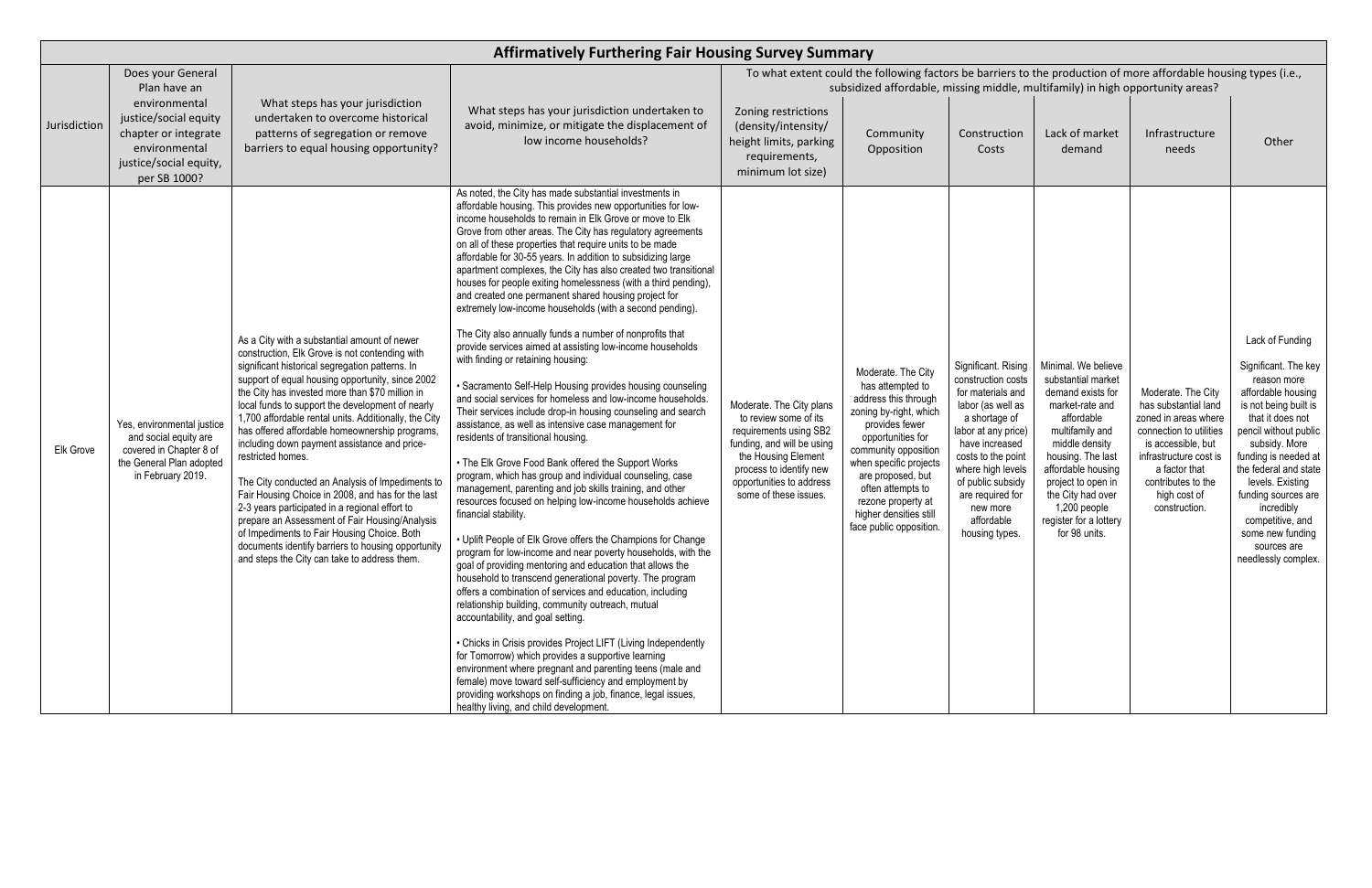# Affirmatively Furthering Fair Housing Survey Summary

| Jurisdiction | Does your General Plan have an environmental justice/social equity chapter or integrate environmental justice/social equity, per SB 1000? | What steps has your jurisdiction undertaken to overcome historical patterns of segregation or remove barriers to equal housing opportunity? | What steps has your jurisdiction undertaken to avoid, minimize, or mitigate the displacement of low income households? | To what extent could the following factors be barriers to the production of more affordable housing types (i.e., subsidized affordable, missing middle, multifamily) in high opportunity areas? | | | | | |
|---|---|---|---|---|---|---|---|---|---|
| | | | | Zoning restrictions (density/intensity/ height limits, parking requirements, minimum lot size) | Community Opposition | Construction Costs | Lack of market demand | Infrastructure needs | Other |
| Elk Grove | Yes, environmental justice and social equity are covered in Chapter 8 of the General Plan adopted in February 2019. | As a City with a substantial amount of newer construction, Elk Grove is not contending with significant historical segregation patterns. In support of equal housing opportunity, since 2002 the City has invested more than $70 million in local funds to support the development of nearly 1,700 affordable rental units. Additionally, the City has offered affordable homeownership programs, including down payment assistance and price-restricted homes.<br><br>The City conducted an Analysis of Impediments to Fair Housing Choice in 2008, and has for the last 2-3 years participated in a regional effort to prepare an Assessment of Fair Housing/Analysis of Impediments to Fair Housing Choice. Both documents identify barriers to housing opportunity and steps the City can take to address them. | As noted, the City has made substantial investments in affordable housing. This provides new opportunities for low-income households to remain in Elk Grove or move to Elk Grove from other areas. The City has regulatory agreements on all of these properties that require units to be made affordable for 30-55 years. In addition to subsidizing large apartment complexes, the City has also created two transitional houses for people exiting homelessness (with a third pending), and created one permanent shared housing project for extremely low-income households (with a second pending).<br><br>The City also annually funds a number of nonprofits that provide services aimed at assisting low-income households with finding or retaining housing:<br><br>• Sacramento Self-Help Housing provides housing counseling and social services for homeless and low-income households. Their services include drop-in housing counseling and search assistance, as well as intensive case management for residents of transitional housing.<br><br>• The Elk Grove Food Bank offered the Support Works program, which has group and individual counseling, case management, parenting and job skills training, and other resources focused on helping low-income households achieve financial stability.<br><br>• Uplift People of Elk Grove offers the Champions for Change program for low-income and near poverty households, with the goal of providing mentoring and education that allows the household to transcend generational poverty. The program offers a combination of services and education, including relationship building, community outreach, mutual accountability, and goal setting.<br><br>• Chicks in Crisis provides Project LIFT (Living Independently for Tomorrow) which provides a supportive learning environment where pregnant and parenting teens (male and female) move toward self-sufficiency and employment by providing workshops on finding a job, finance, legal issues, healthy living, and child development. | Moderate. The City plans to review some of its requirements using SB2 funding, and will be using the Housing Element process to identify new opportunities to address some of these issues. | Moderate. The City has attempted to address this through zoning by-right, which provides fewer opportunities for community opposition when specific projects are proposed, but often attempts to rezone property at higher densities still face public opposition. | Significant. Rising construction costs for materials and labor (as well as a shortage of labor at any price) have increased costs to the point where high levels of public subsidy are required for new more affordable housing types. | Minimal. We believe substantial market demand exists for market-rate and affordable multifamily and middle density housing. The last affordable housing project to open in the City had over 1,200 people register for a lottery for 98 units. | Moderate. The City has substantial land zoned in areas where connection to utilities is accessible, but infrastructure cost is a factor that contributes to the high cost of construction. | Lack of Funding<br><br>Significant. The key reason more affordable housing is not being built is that it does not pencil without public subsidy. More funding is needed at the federal and state levels. Existing funding sources are incredibly competitive, and some new funding sources are needlessly complex. |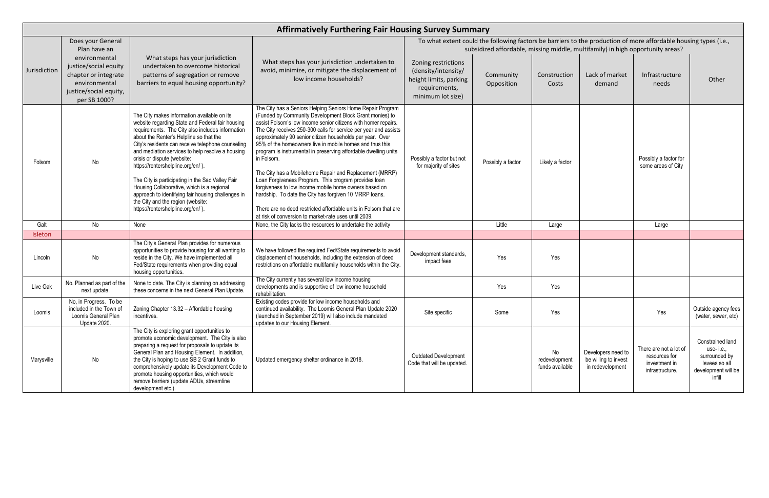## Affirmatively Furthering Fair Housing Survey Summary

| Jurisdiction | Does your General Plan have an environmental justice/social equity chapter or integrate environmental justice/social equity, per SB 1000? | What steps has your jurisdiction undertaken to overcome historical patterns of segregation or remove barriers to equal housing opportunity? | What steps has your jurisdiction undertaken to avoid, minimize, or mitigate the displacement of low income households? | To what extent could the following factors be barriers to the production of more affordable housing types (i.e., subsidized affordable, missing middle, multifamily) in high opportunity areas? | | | | | |
|---|---|---|---|---|---|---|---|---|---|
| | | | | Zoning restrictions (density/intensity/ height limits, parking requirements, minimum lot size) | Community Opposition | Construction Costs | Lack of market demand | Infrastructure needs | Other |
| Folsom | No | The City makes information available on its website regarding State and Federal fair housing requirements. The City also includes information about the Renter's Helpline so that the City's residents can receive telephone counseling and mediation services to help resolve a housing crisis or dispute (website: https://rentershelpline.org/en/ ).<br><br>The City is participating in the Sac Valley Fair Housing Collaborative, which is a regional approach to identifying fair housing challenges in the City and the region (website: https://rentershelpline.org/en/ ). | The City has a Seniors Helping Seniors Home Repair Program (Funded by Community Development Block Grant monies) to assist Folsom's low income senior citizens with homer repairs. The City receives 250-300 calls for service per year and assists approximately 90 senior citizen households per year. Over 95% of the homeowners live in mobile homes and thus this program is instrumental in preserving affordable dwelling units in Folsom.<br><br>The City has a Mobilehome Repair and Replacement (MRRP) Loan Forgiveness Program. This program provides loan forgiveness to low income mobile home owners based on hardship. To date the City has forgiven 10 MRRP loans.<br><br>There are no deed restricted affordable units in Folsom that are at risk of conversion to market-rate uses until 2039. | Possibly a factor but not for majority of sites | Possibly a factor | Likely a factor | | Possibly a factor for some areas of City | |
| Galt | No | None | None, the City lacks the resources to undertake the activity | | Little | Large | | Large | |
| Isleton | | | | | | | | | |
| Lincoln | No | The City's General Plan provides for numerous opportunities to provide housing for all wanting to reside in the City. We have implemented all Fed/State requirements when providing equal housing opportunities. | We have followed the required Fed/State requirements to avoid displacement of households, including the extension of deed restrictions on affordable multifamily households within the City. | Development standards, impact fees | Yes | Yes | | | |
| Live Oak | No. Planned as part of the next update. | None to date. The City is planning on addressing these concerns in the next General Plan Update. | The City currently has several low income housing developments and is supportive of low income household rehabilitation. | | Yes | Yes | | | |
| Loomis | No, in Progress. To be included in the Town of Loomis General Plan Update 2020. | Zoning Chapter 13.32 – Affordable housing incentives. | Existing codes provide for low income households and continued availability. The Loomis General Plan Update 2020 (launched in September 2019) will also include mandated updates to our Housing Element. | Site specific | Some | Yes | | Yes | Outside agency fees (water, sewer, etc) |
| Marysville | No | The City is exploring grant opportunities to promote economic development. The City is also preparing a request for proposals to update its General Plan and Housing Element. In addition, the City is hoping to use SB 2 Grant funds to comprehensively update its Development Code to promote housing opportunities, which would remove barriers (update ADUs, streamline development etc.). | Updated emergency shelter ordinance in 2018. | Outdated Development Code that will be updated. | | No redevelopment funds available | Developers need to be willing to invest in redevelopment | There are not a lot of resources for investment in infrastructure. | Constrained land use- i.e., surrounded by levees so all development will be infill |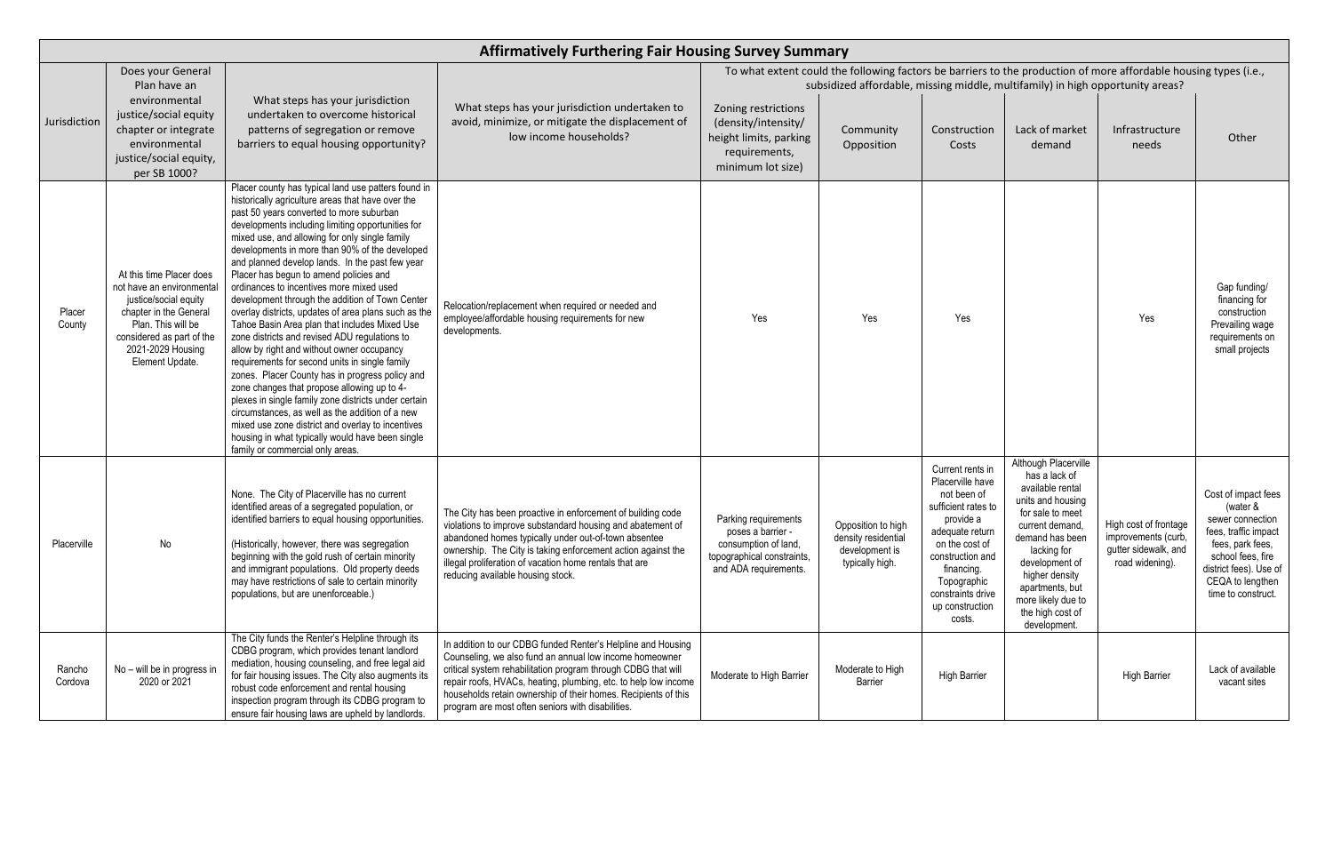# Affirmatively Furthering Fair Housing Survey Summary

| Jurisdiction | Does your General Plan have an environmental justice/social equity chapter or integrate environmental justice/social equity, per SB 1000? | What steps has your jurisdiction undertaken to overcome historical patterns of segregation or remove barriers to equal housing opportunity? | What steps has your jurisdiction undertaken to avoid, minimize, or mitigate the displacement of low income households? | To what extent could the following factors be barriers to the production of more affordable housing types (i.e., subsidized affordable, missing middle, multifamily) in high opportunity areas? | | | | | |
|---|---|---|---|---|---|---|---|---|---|
| | | | | Zoning restrictions (density/intensity/ height limits, parking requirements, minimum lot size) | Community Opposition | Construction Costs | Lack of market demand | Infrastructure needs | Other |
| Placer County | At this time Placer does not have an environmental justice/social equity chapter in the General Plan. This will be considered as part of the 2021-2029 Housing Element Update. | Placer county has typical land use patters found in historically agriculture areas that have over the past 50 years converted to more suburban developments including limiting opportunities for mixed use, and allowing for only single family developments in more than 90% of the developed and planned develop lands. In the past few year Placer has begun to amend policies and ordinances to incentives more mixed used development through the addition of Town Center overlay districts, updates of area plans such as the Tahoe Basin Area plan that includes Mixed Use zone districts and revised ADU regulations to allow by right and without owner occupancy requirements for second units in single family zones. Placer County has in progress policy and zone changes that propose allowing up to 4-plexes in single family zone districts under certain circumstances, as well as the addition of a new mixed use zone district and overlay to incentives housing in what typically would have been single family or commercial only areas. | Relocation/replacement when required or needed and employee/affordable housing requirements for new developments. | Yes | Yes | Yes | | Yes | Gap funding/ financing for construction Prevailing wage requirements on small projects |
| Placerville | No | None. The City of Placerville has no current identified areas of a segregated population, or identified barriers to equal housing opportunities.<br><br>(Historically, however, there was segregation beginning with the gold rush of certain minority and immigrant populations. Old property deeds may have restrictions of sale to certain minority populations, but are unenforceable.) | The City has been proactive in enforcement of building code violations to improve substandard housing and abatement of abandoned homes typically under out-of-town absentee ownership. The City is taking enforcement action against the illegal proliferation of vacation home rentals that are reducing available housing stock. | Parking requirements poses a barrier - consumption of land, topographical constraints, and ADA requirements. | Opposition to high density residential development is typically high. | Current rents in Placerville have not been of sufficient rates to provide a adequate return on the cost of construction and financing. Topographic constraints drive up construction costs. | Although Placerville has a lack of available rental units and housing for sale to meet current demand, demand has been lacking for development of higher density apartments, but more likely due to the high cost of development. | High cost of frontage improvements (curb, gutter sidewalk, and road widening). | Cost of impact fees (water & sewer connection fees, traffic impact fees, park fees, school fees, fire district fees). Use of CEQA to lengthen time to construct. |
| Rancho Cordova | No – will be in progress in 2020 or 2021 | The City funds the Renter's Helpline through its CDBG program, which provides tenant landlord mediation, housing counseling, and free legal aid for fair housing issues. The City also augments its robust code enforcement and rental housing inspection program through its CDBG program to ensure fair housing laws are upheld by landlords. | In addition to our CDBG funded Renter's Helpline and Housing Counseling, we also fund an annual low income homeowner critical system rehabilitation program through CDBG that will repair roofs, HVACs, heating, plumbing, etc. to help low income households retain ownership of their homes. Recipients of this program are most often seniors with disabilities. | Moderate to High Barrier | Moderate to High Barrier | High Barrier | | High Barrier | Lack of available vacant sites |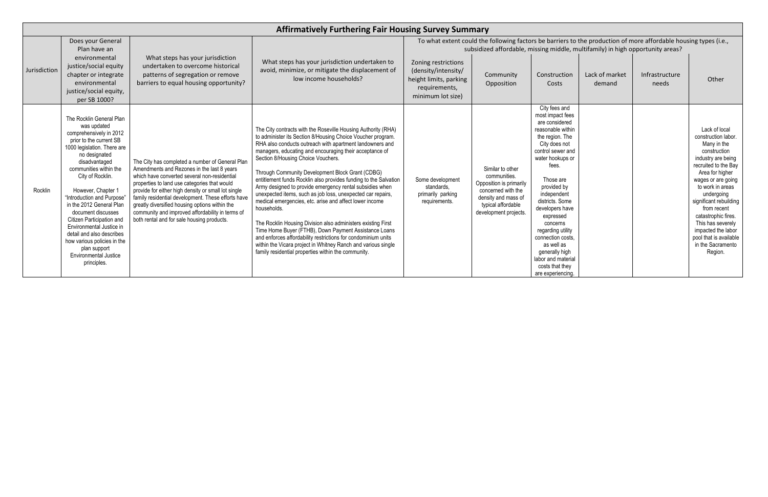| Affirmatively Furthering Fair Housing Survey Summary | | | | | | | | | |
|---|---|---|---|---|---|---|---|---|---|
| Jurisdiction | Does your General Plan have an environmental justice/social equity chapter or integrate environmental justice/social equity, per SB 1000? | What steps has your jurisdiction undertaken to overcome historical patterns of segregation or remove barriers to equal housing opportunity? | What steps has your jurisdiction undertaken to avoid, minimize, or mitigate the displacement of low income households? | To what extent could the following factors be barriers to the production of more affordable housing types (i.e., subsidized affordable, missing middle, multifamily) in high opportunity areas? | | | | | |
| | | | | Zoning restrictions (density/intensity/ height limits, parking requirements, minimum lot size) | Community Opposition | Construction Costs | Lack of market demand | Infrastructure needs | Other |
| Rocklin | The Rocklin General Plan was updated comprehensively in 2012 prior to the current SB 1000 legislation. There are no designated disadvantaged communities within the City of Rocklin.<br><br>However, Chapter 1 "Introduction and Purpose" in the 2012 General Plan document discusses Citizen Participation and Environmental Justice in detail and also describes how various policies in the plan support Environmental Justice principles. | The City has completed a number of General Plan Amendments and Rezones in the last 8 years which have converted several non-residential properties to land use categories that would provide for either high density or small lot single family residential development. These efforts have greatly diversified housing options within the community and improved affordability in terms of both rental and for sale housing products. | The City contracts with the Roseville Housing Authority (RHA) to administer its Section 8/Housing Choice Voucher program. RHA also conducts outreach with apartment landowners and managers, educating and encouraging their acceptance of Section 8/Housing Choice Vouchers.<br><br>Through Community Development Block Grant (CDBG) entitlement funds Rocklin also provides funding to the Salvation Army designed to provide emergency rental subsidies when unexpected items, such as job loss, unexpected car repairs, medical emergencies, etc. arise and affect lower income households.<br><br>The Rocklin Housing Division also administers existing First Time Home Buyer (FTHB), Down Payment Assistance Loans and enforces affordability restrictions for condominium units within the Vicara project in Whitney Ranch and various single family residential properties within the community. | Some development standards, primarily parking requirements. | Similar to other communities. Opposition is primarily concerned with the density and mass of typical affordable development projects. | City fees and most impact fees are considered reasonable within the region. The City does not control sewer and water hookups or fees.<br><br>Those are provided by independent districts. Some developers have expressed concerns regarding utility connection costs, as well as generally high labor and material costs that they are experiencing. | | | Lack of local construction labor. Many in the construction industry are being recruited to the Bay Area for higher wages or are going to work in areas undergoing significant rebuilding from recent catastrophic fires. This has severely impacted the labor pool that is available in the Sacramento Region. |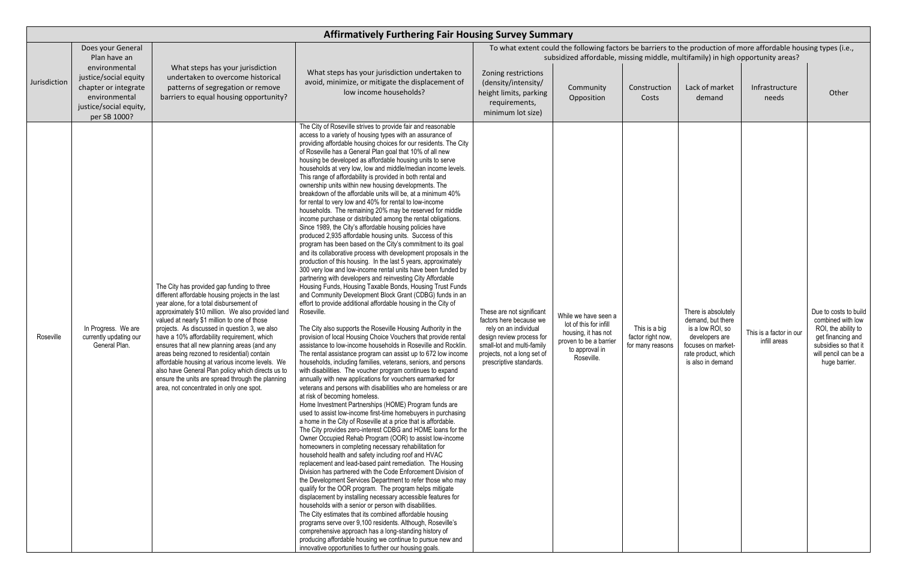# Affirmatively Furthering Fair Housing Survey Summary

| Jurisdiction | Does your General Plan have an environmental justice/social equity chapter or integrate environmental justice/social equity, per SB 1000? | What steps has your jurisdiction undertaken to overcome historical patterns of segregation or remove barriers to equal housing opportunity? | What steps has your jurisdiction undertaken to avoid, minimize, or mitigate the displacement of low income households? | To what extent could the following factors be barriers to the production of more affordable housing types (i.e., subsidized affordable, missing middle, multifamily) in high opportunity areas? | | | | | |
|---|---|---|---|---|---|---|---|---|---|
| | | | | Zoning restrictions (density/intensity/ height limits, parking requirements, minimum lot size) | Community Opposition | Construction Costs | Lack of market demand | Infrastructure needs | Other |
| Roseville | In Progress. We are currently updating our General Plan. | The City has provided gap funding to three different affordable housing projects in the last year alone, for a total disbursement of approximately $10 million. We also provided land valued at nearly $1 million to one of those projects. As discussed in question 3, we also have a 10% affordability requirement, which ensures that all new planning areas (and any areas being rezoned to residential) contain affordable housing at various income levels. We also have General Plan policy which directs us to ensure the units are spread through the planning area, not concentrated in only one spot. | The City of Roseville strives to provide fair and reasonable access to a variety of housing types with an assurance of providing affordable housing choices for our residents. The City of Roseville has a General Plan goal that 10% of all new housing be developed as affordable housing units to serve households at very low, low and middle/median income levels. This range of affordability is provided in both rental and ownership units within new housing developments. The breakdown of the affordable units will be, at a minimum 40% for rental to very low and 40% for rental to low-income households. The remaining 20% may be reserved for middle income purchase or distributed among the rental obligations. Since 1989, the City's affordable housing policies have produced 2,935 affordable housing units. Success of this program has been based on the City's commitment to its goal and its collaborative process with development proposals in the production of this housing. In the last 5 years, approximately 300 very low and low-income rental units have been funded by partnering with developers and reinvesting City Affordable Housing Funds, Housing Taxable Bonds, Housing Trust Funds and Community Development Block Grant (CDBG) funds in an effort to provide additional affordable housing in the City of Roseville.<br><br>The City also supports the Roseville Housing Authority in the provision of local Housing Choice Vouchers that provide rental assistance to low-income households in Roseville and Rocklin. The rental assistance program can assist up to 672 low income households, including families, veterans, seniors, and persons with disabilities. The voucher program continues to expand annually with new applications for vouchers earmarked for veterans and persons with disabilities who are homeless or are at risk of becoming homeless.<br>Home Investment Partnerships (HOME) Program funds are used to assist low-income first-time homebuyers in purchasing a home in the City of Roseville at a price that is affordable.<br>The City provides zero-interest CDBG and HOME loans for the Owner Occupied Rehab Program (OOR) to assist low-income homeowners in completing necessary rehabilitation for household health and safety including roof and HVAC replacement and lead-based paint remediation. The Housing Division has partnered with the Code Enforcement Division of the Development Services Department to refer those who may qualify for the OOR program. The program helps mitigate displacement by installing necessary accessible features for households with a senior or person with disabilities.<br>The City estimates that its combined affordable housing programs serve over 9,100 residents. Although, Roseville's comprehensive approach has a long-standing history of producing affordable housing we continue to pursue new and innovative opportunities to further our housing goals. | These are not significant factors here because we rely on an individual design review process for small-lot and multi-family projects, not a long set of prescriptive standards. | While we have seen a lot of this for infill housing, it has not proven to be a barrier to approval in Roseville. | This is a big factor right now, for many reasons | There is absolutely demand, but there is a low ROI, so developers are focuses on market-rate product, which is also in demand | This is a factor in our infill areas | Due to costs to build combined with low ROI, the ability to get financing and subsidies so that it will pencil can be a huge barrier. |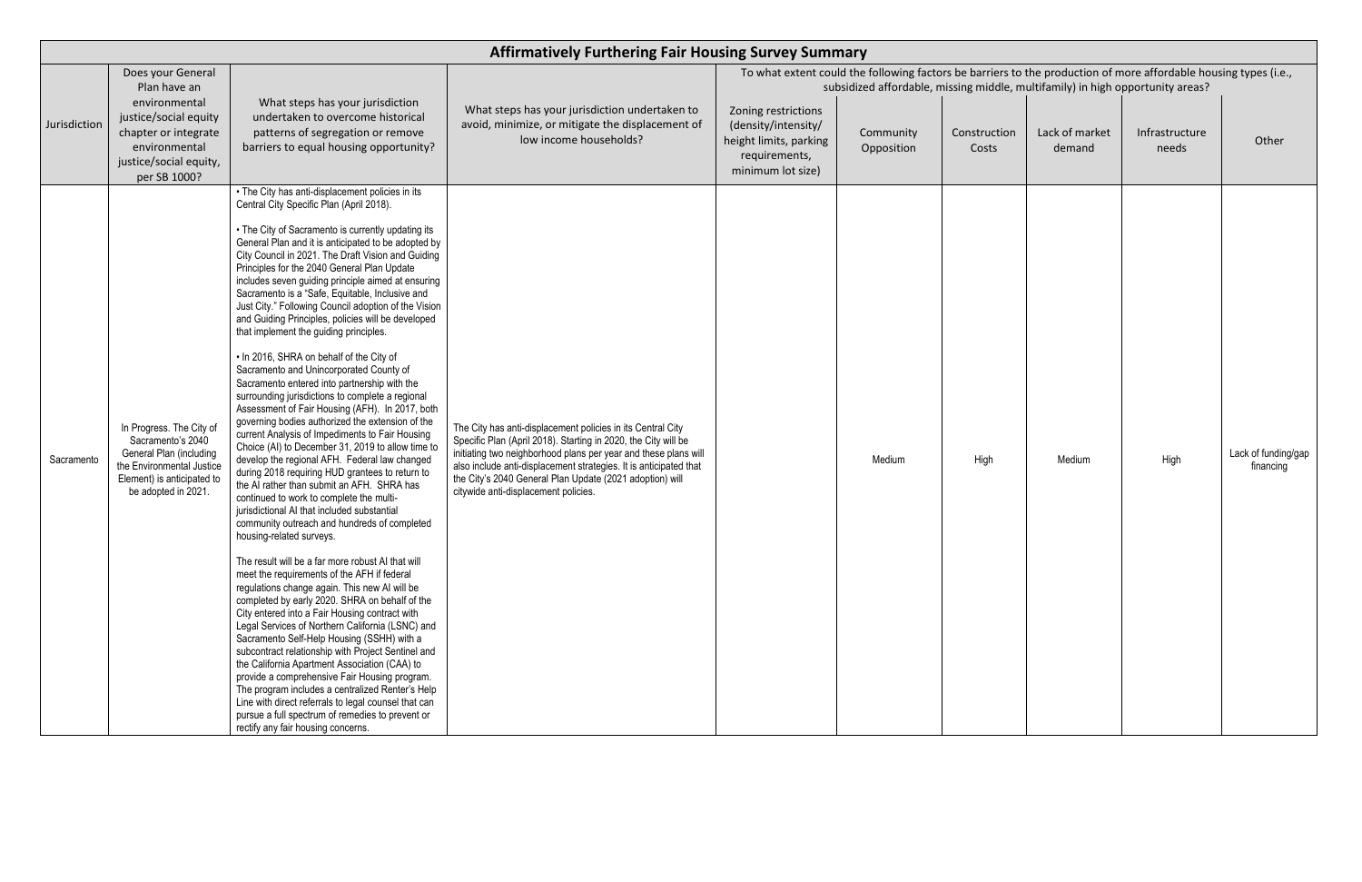# Affirmatively Furthering Fair Housing Survey Summary

| Jurisdiction | Does your General Plan have an environmental justice/social equity chapter or integrate environmental justice/social equity, per SB 1000? | What steps has your jurisdiction undertaken to overcome historical patterns of segregation or remove barriers to equal housing opportunity? | What steps has your jurisdiction undertaken to avoid, minimize, or mitigate the displacement of low income households? | To what extent could the following factors be barriers to the production of more affordable housing types (i.e., subsidized affordable, missing middle, multifamily) in high opportunity areas? | | | | | |
|---|---|---|---|---|---|---|---|---|---|
| | | | | Zoning restrictions (density/intensity/ height limits, parking requirements, minimum lot size) | Community Opposition | Construction Costs | Lack of market demand | Infrastructure needs | Other |
| Sacramento | In Progress. The City of Sacramento's 2040 General Plan (including the Environmental Justice Element) is anticipated to be adopted in 2021. | • The City has anti-displacement policies in its Central City Specific Plan (April 2018).<br><br>• The City of Sacramento is currently updating its General Plan and it is anticipated to be adopted by City Council in 2021. The Draft Vision and Guiding Principles for the 2040 General Plan Update includes seven guiding principle aimed at ensuring Sacramento is a "Safe, Equitable, Inclusive and Just City." Following Council adoption of the Vision and Guiding Principles, policies will be developed that implement the guiding principles.<br><br>• In 2016, SHRA on behalf of the City of Sacramento and Unincorporated County of Sacramento entered into partnership with the surrounding jurisdictions to complete a regional Assessment of Fair Housing (AFH). In 2017, both governing bodies authorized the extension of the current Analysis of Impediments to Fair Housing Choice (AI) to December 31, 2019 to allow time to develop the regional AFH. Federal law changed during 2018 requiring HUD grantees to return to the AI rather than submit an AFH. SHRA has continued to work to complete the multi-jurisdictional AI that included substantial community outreach and hundreds of completed housing-related surveys.<br><br>The result will be a far more robust AI that will meet the requirements of the AFH if federal regulations change again. This new AI will be completed by early 2020. SHRA on behalf of the City entered into a Fair Housing contract with Legal Services of Northern California (LSNC) and Sacramento Self-Help Housing (SSHH) with a subcontract relationship with Project Sentinel and the California Apartment Association (CAA) to provide a comprehensive Fair Housing program. The program includes a centralized Renter's Help Line with direct referrals to legal counsel that can pursue a full spectrum of remedies to prevent or rectify any fair housing concerns. | The City has anti-displacement policies in its Central City Specific Plan (April 2018). Starting in 2020, the City will be initiating two neighborhood plans per year and these plans will also include anti-displacement strategies. It is anticipated that the City's 2040 General Plan Update (2021 adoption) will citywide anti-displacement policies. | | Medium | High | Medium | High | Lack of funding/gap financing |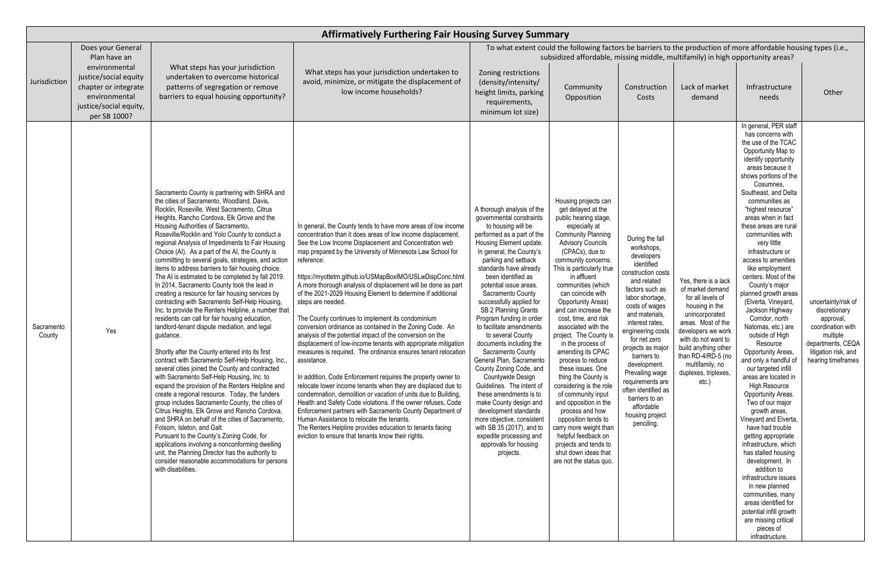# Affirmatively Furthering Fair Housing Survey Summary

| Jurisdiction | Does your General Plan have an environmental justice/social equity chapter or integrate environmental justice/social equity, per SB 1000? | What steps has your jurisdiction undertaken to overcome historical patterns of segregation or remove barriers to equal housing opportunity? | What steps has your jurisdiction undertaken to avoid, minimize, or mitigate the displacement of low income households? | To what extent could the following factors be barriers to the production of more affordable housing types (i.e., subsidized affordable, missing middle, multifamily) in high opportunity areas? | | | | | |
|---|---|---|---|---|---|---|---|---|---|
| | | | | Zoning restrictions (density/intensity/ height limits, parking requirements, minimum lot size) | Community Opposition | Construction Costs | Lack of market demand | Infrastructure needs | Other |
| Sacramento County | Yes | Sacramento County is partnering with SHRA and the cities of Sacramento, Woodland, Davis, Rocklin, Roseville, West Sacramento, Citrus Heights, Rancho Cordova, Elk Grove and the Housing Authorities of Sacramento, Roseville/Rocklin and Yolo County to conduct a regional Analysis of Impediments to Fair Housing Choice (AI). As a part of the AI, the County is committing to several goals, strategies, and action items to address barriers to fair housing choice. The AI is estimated to be completed by fall 2019. In 2014, Sacramento County took the lead in creating a resource for fair housing services by contracting with Sacramento Self-Help Housing, Inc. to provide the Renters Helpline, a number that residents can call for fair housing education, landlord-tenant dispute mediation, and legal guidance.<br><br>Shortly after the County entered into its first contract with Sacramento Self-Help Housing, Inc., several cities joined the County and contracted with Sacramento Self-Help Housing, Inc. to expand the provision of the Renters Helpline and create a regional resource. Today, the funders group includes Sacramento County, the cities of Citrus Heights, Elk Grove and Rancho Cordova, and SHRA on behalf of the cities of Sacramento, Folsom, Isleton, and Galt.<br>Pursuant to the County's Zoning Code, for applications involving a nonconforming dwelling unit, the Planning Director has the authority to consider reasonable accommodations for persons with disabilities. | In general, the County tends to have more areas of low income concentration than it does areas of low income displacement. See the Low Income Displacement and Concentration web map prepared by the University of Minnesota Law School for reference:<br><br>https://myottetm.github.io/USMapBoxIMO/USLwDispConc.html. A more thorough analysis of displacement will be done as part of the 2021-2029 Housing Element to determine if additional steps are needed.<br><br>The County continues to implement its condominium conversion ordinance as contained in the Zoning Code. An analysis of the potential impact of the conversion on the displacement of low-income tenants with appropriate mitigation measures is required. The ordinance ensures tenant relocation assistance.<br><br>In addition, Code Enforcement requires the property owner to relocate lower income tenants when they are displaced due to condemnation, demolition or vacation of units due to Building, Health and Safety Code violations. If the owner refuses, Code Enforcement partners with Sacramento County Department of Human Assistance to relocate the tenants.<br>The Renters Helpline provides education to tenants facing eviction to ensure that tenants know their rights. | A thorough analysis of the governmental constraints to housing will be performed as a part of the Housing Element update. In general, the County's parking and setback standards have already been identified as potential issue areas. Sacramento County successfully applied for SB 2 Planning Grants Program funding in order to facilitate amendments to several County documents including the Sacramento County General Plan, Sacramento County Zoning Code, and Countywide Design Guidelines. The intent of these amendments is to make County design and development standards more objective, consistent with SB 35 (2017), and to expedite processing and approvals for housing projects. | Housing projects can get delayed at the public hearing stage, especially at Community Planning Advisory Councils (CPACs), due to community concerns. This is particularly true in affluent communities (which can coincide with Opportunity Areas) and can increase the cost, time, and risk associated with the project. The County is in the process of amending its CPAC process to reduce these issues. One thing the County is considering is the role of community input and opposition in the process and how opposition tends to carry more weight than helpful feedback on projects and tends to shut down ideas that are not the status quo. | During the fall workshops, developers identified construction costs and related factors such as labor shortage, costs of wages and materials, interest rates, engineering costs for net zero projects as major barriers to development. Prevailing wage requirements are often identified as barriers to an affordable housing project penciling. | Yes, there is a lack of market demand for all levels of housing in the unincorporated areas. Most of the developers we work with do not want to build anything other than RD-4/RD-5 (no multifamily, no duplexes, triplexes, etc.) | In general, PER staff has concerns with the use of the TCAC Opportunity Map to identify opportunity areas because it shows portions of the Cosumnes, Southeast, and Delta communities as "highest resource" areas when in fact these areas are rural communities with very little infrastructure or access to amenities like employment centers. Most of the County's major planned growth areas (Elverta, Vineyard, Jackson Highway Corridor, north Natomas, etc.) are outside of High Resource Opportunity Areas, and only a handful of our targeted infill areas are located in High Resource Opportunity Areas. Two of our major growth areas, Vineyard and Elverta, have had trouble getting appropriate infrastructure, which has stalled housing development. In addition to infrastructure issues in new planned communities, many areas identified for potential infill growth are missing critical pieces of infrastructure. | uncertainty/risk of discretionary approval, coordination with multiple departments, CEQA litigation risk, and hearing timeframes |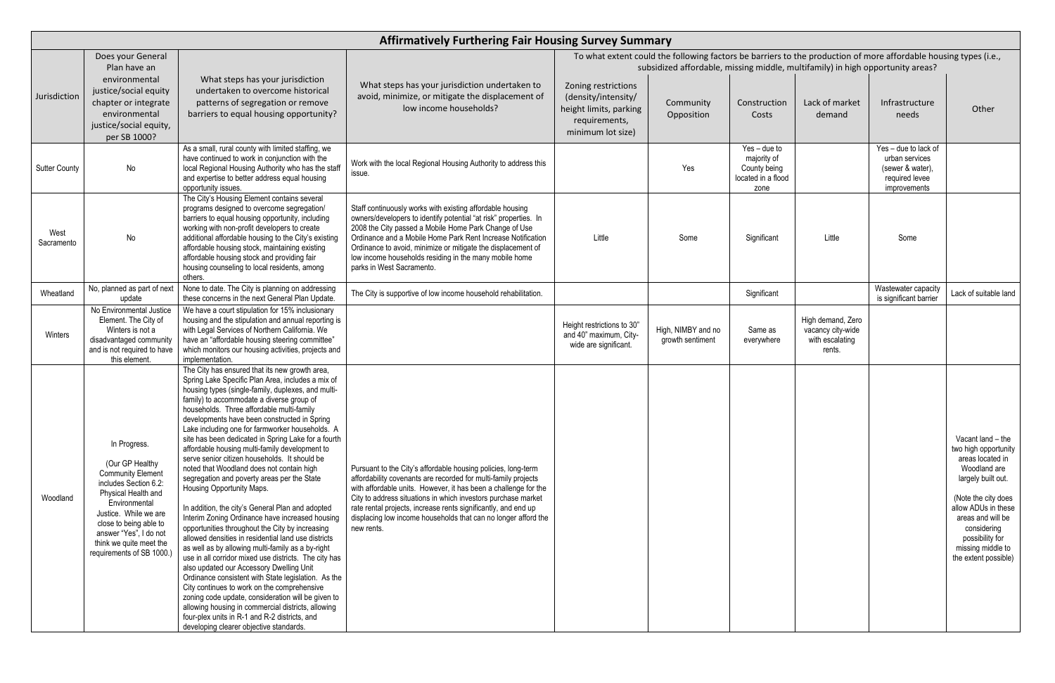# Affirmatively Furthering Fair Housing Survey Summary

| Jurisdiction | Does your General Plan have an environmental justice/social equity chapter or integrate environmental justice/social equity, per SB 1000? | What steps has your jurisdiction undertaken to overcome historical patterns of segregation or remove barriers to equal housing opportunity? | What steps has your jurisdiction undertaken to avoid, minimize, or mitigate the displacement of low income households? | To what extent could the following factors be barriers to the production of more affordable housing types (i.e., subsidized affordable, missing middle, multifamily) in high opportunity areas? | | | | | |
|---|---|---|---|---|---|---|---|---|---|
| | | | | Zoning restrictions (density/intensity/ height limits, parking requirements, minimum lot size) | Community Opposition | Construction Costs | Lack of market demand | Infrastructure needs | Other |
| Sutter County | No | As a small, rural county with limited staffing, we have continued to work in conjunction with the local Regional Housing Authority who has the staff and expertise to better address equal housing opportunity issues. | Work with the local Regional Housing Authority to address this issue. | | Yes | Yes – due to majority of County being located in a flood zone | | Yes – due to lack of urban services (sewer & water), required levee improvements | |
| West Sacramento | No | The City's Housing Element contains several programs designed to overcome segregation/ barriers to equal housing opportunity, including working with non-profit developers to create additional affordable housing to the City's existing affordable housing stock, maintaining existing affordable housing stock and providing fair housing counseling to local residents, among others. | Staff continuously works with existing affordable housing owners/developers to identify potential "at risk" properties. In 2008 the City passed a Mobile Home Park Change of Use Ordinance and a Mobile Home Park Rent Increase Notification Ordinance to avoid, minimize or mitigate the displacement of low income households residing in the many mobile home parks in West Sacramento. | Little | Some | Significant | Little | Some | |
| Wheatland | No, planned as part of next update | None to date. The City is planning on addressing these concerns in the next General Plan Update. | The City is supportive of low income household rehabilitation. | | | Significant | | Wastewater capacity is significant barrier | Lack of suitable land |
| Winters | No Environmental Justice Element. The City of Winters is not a disadvantaged community and is not required to have this element. | We have a court stipulation for 15% inclusionary housing and the stipulation and annual reporting is with Legal Services of Northern California. We have an "affordable housing steering committee" which monitors our housing activities, projects and implementation. | | Height restrictions to 30" and 40" maximum, City-wide are significant. | High, NIMBY and no growth sentiment | Same as everywhere | High demand, Zero vacancy city-wide with escalating rents. | | |
| Woodland | In Progress.<br><br>(Our GP Healthy Community Element includes Section 6.2: Physical Health and Environmental Justice. While we are close to being able to answer "Yes", I do not think we quite meet the requirements of SB 1000.) | The City has ensured that its new growth area, Spring Lake Specific Plan Area, includes a mix of housing types (single-family, duplexes, and multi-family) to accommodate a diverse group of households. Three affordable multi-family developments have been constructed in Spring Lake including one for farmworker households. A site has been dedicated in Spring Lake for a fourth affordable housing multi-family development to serve senior citizen households. It should be noted that Woodland does not contain high segregation and poverty areas per the State Housing Opportunity Maps.<br><br>In addition, the city's General Plan and adopted Interim Zoning Ordinance have increased housing opportunities throughout the City by increasing allowed densities in residential land use districts as well as by allowing multi-family as a by-right use in all corridor mixed use districts. The city has also updated our Accessory Dwelling Unit Ordinance consistent with State legislation. As the City continues to work on the comprehensive zoning code update, consideration will be given to allowing housing in commercial districts, allowing four-plex units in R-1 and R-2 districts, and developing clearer objective standards. | Pursuant to the City's affordable housing policies, long-term affordability covenants are recorded for multi-family projects with affordable units. However, it has been a challenge for the City to address situations in which investors purchase market rate rental projects, increase rents significantly, and end up displacing low income households that can no longer afford the new rents. | | | | | | Vacant land – the two high opportunity areas located in Woodland are largely built out.<br><br>(Note the city does allow ADUs in these areas and will be considering possibility for missing middle to the extent possible) |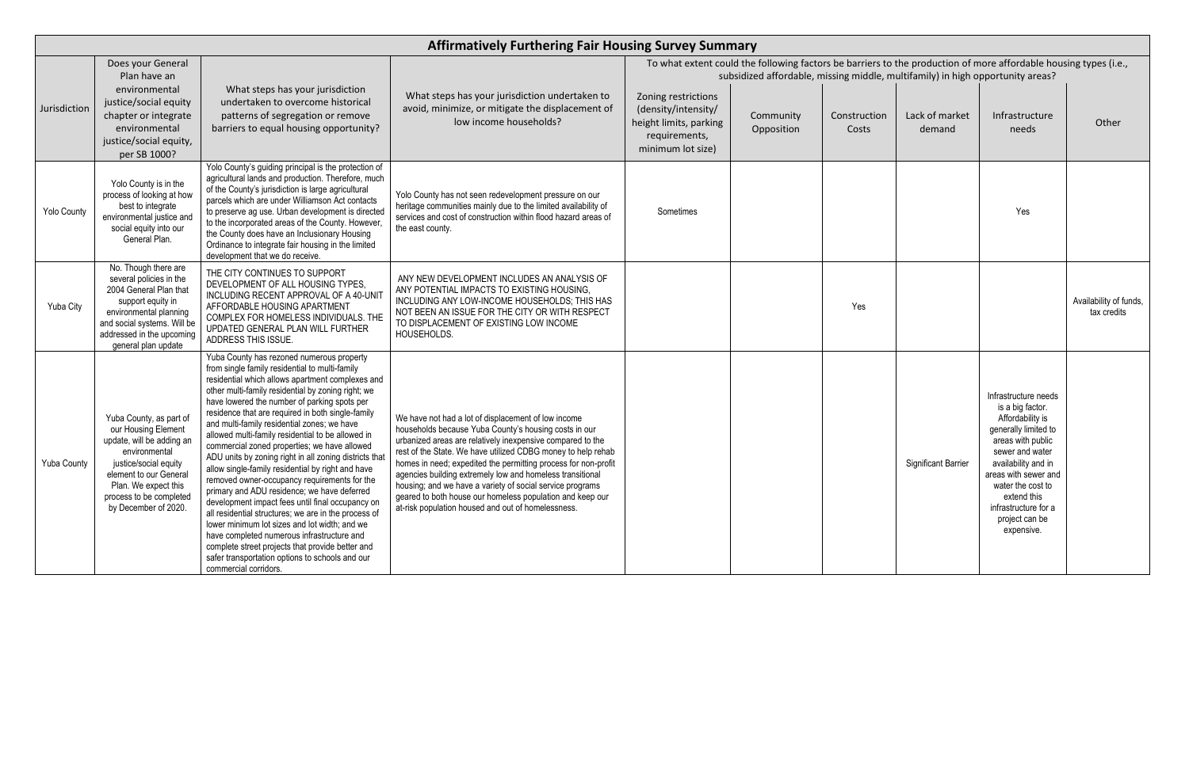# Affirmatively Furthering Fair Housing Survey Summary

| Jurisdiction | Does your General Plan have an environmental justice/social equity chapter or integrate environmental justice/social equity, per SB 1000? | What steps has your jurisdiction undertaken to overcome historical patterns of segregation or remove barriers to equal housing opportunity? | What steps has your jurisdiction undertaken to avoid, minimize, or mitigate the displacement of low income households? | To what extent could the following factors be barriers to the production of more affordable housing types (i.e., subsidized affordable, missing middle, multifamily) in high opportunity areas? | | | | | |
|---|---|---|---|---|---|---|---|---|---|
| | | | | Zoning restrictions (density/intensity/ height limits, parking requirements, minimum lot size) | Community Opposition | Construction Costs | Lack of market demand | Infrastructure needs | Other |
| Yolo County | Yolo County is in the process of looking at how best to integrate environmental justice and social equity into our General Plan. | Yolo County's guiding principal is the protection of agricultural lands and production. Therefore, much of the County's jurisdiction is large agricultural parcels which are under Williamson Act contacts to preserve ag use. Urban development is directed to the incorporated areas of the County. However, the County does have an Inclusionary Housing Ordinance to integrate fair housing in the limited development that we do receive. | Yolo County has not seen redevelopment pressure on our heritage communities mainly due to the limited availability of services and cost of construction within flood hazard areas of the east county. | Sometimes | | | | Yes | |
| Yuba City | No. Though there are several policies in the 2004 General Plan that support equity in environmental planning and social systems. Will be addressed in the upcoming general plan update | THE CITY CONTINUES TO SUPPORT DEVELOPMENT OF ALL HOUSING TYPES, INCLUDING RECENT APPROVAL OF A 40-UNIT AFFORDABLE HOUSING APARTMENT COMPLEX FOR HOMELESS INDIVIDUALS. THE UPDATED GENERAL PLAN WILL FURTHER ADDRESS THIS ISSUE. | ANY NEW DEVELOPMENT INCLUDES AN ANALYSIS OF ANY POTENTIAL IMPACTS TO EXISTING HOUSING, INCLUDING ANY LOW-INCOME HOUSEHOLDS; THIS HAS NOT BEEN AN ISSUE FOR THE CITY OR WITH RESPECT TO DISPLACEMENT OF EXISTING LOW INCOME HOUSEHOLDS. | | | Yes | | | Availability of funds, tax credits |
| Yuba County | Yuba County, as part of our Housing Element update, will be adding an environmental justice/social equity element to our General Plan. We expect this process to be completed by December of 2020. | Yuba County has rezoned numerous property from single family residential to multi-family residential which allows apartment complexes and other multi-family residential by zoning right; we have lowered the number of parking spots per residence that are required in both single-family and multi-family residential zones; we have allowed multi-family residential to be allowed in commercial zoned properties; we have allowed ADU units by zoning right in all zoning districts that allow single-family residential by right and have removed owner-occupancy requirements for the primary and ADU residence; we have deferred development impact fees until final occupancy on all residential structures; we are in the process of lower minimum lot sizes and lot width; and we have completed numerous infrastructure and complete street projects that provide better and safer transportation options to schools and our commercial corridors. | We have not had a lot of displacement of low income households because Yuba County's housing costs in our urbanized areas are relatively inexpensive compared to the rest of the State. We have utilized CDBG money to help rehab homes in need; expedited the permitting process for non-profit agencies building extremely low and homeless transitional housing; and we have a variety of social service programs geared to both house our homeless population and keep our at-risk population housed and out of homelessness. | | | | Significant Barrier | Infrastructure needs is a big factor. Affordability is generally limited to areas with public sewer and water availability and in areas with sewer and water the cost to extend this infrastructure for a project can be expensive. | |